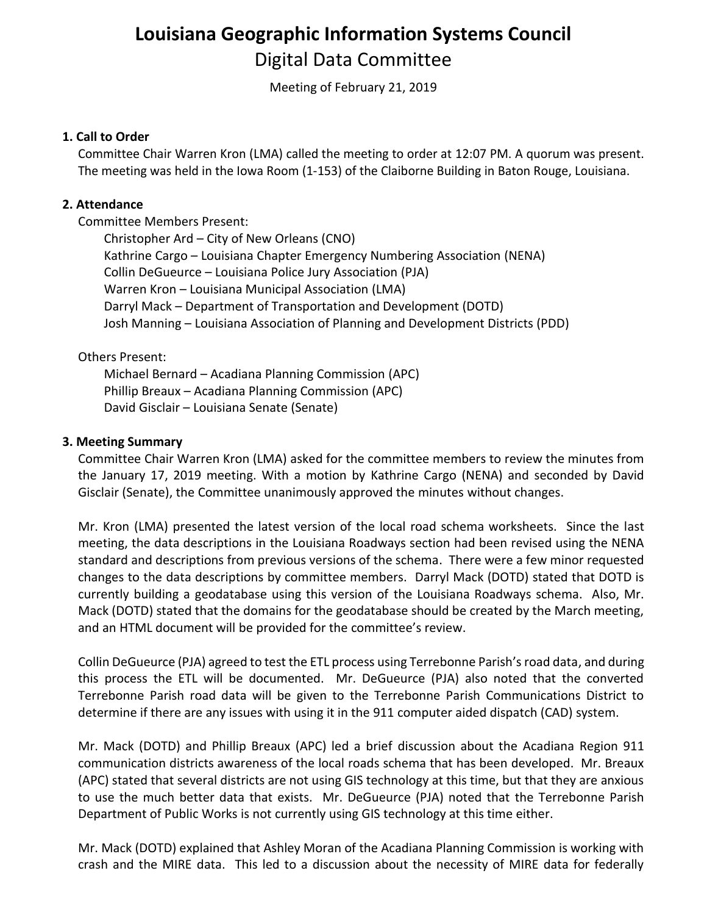# Louisiana Geographic Information Systems Council

## Digital Data Committee

Meeting of February 21, 2019

### 1. Call to Order

Committee Chair Warren Kron (LMA) called the meeting to order at 12:07 PM. A quorum was present. The meeting was held in the Iowa Room (1-153) of the Claiborne Building in Baton Rouge, Louisiana.

### 2. Attendance

Committee Members Present:

- Christopher Ard – City of New Orleans (CNO)
- Kathrine Cargo – Louisiana Chapter Emergency Numbering Association (NENA)
- Collin DeGueurce – Louisiana Police Jury Association (PJA)
- Warren Kron – Louisiana Municipal Association (LMA)
- Darryl Mack – Department of Transportation and Development (DOTD)
- Josh Manning – Louisiana Association of Planning and Development Districts (PDD)

Others Present:

- Michael Bernard – Acadiana Planning Commission (APC)
- Phillip Breaux – Acadiana Planning Commission (APC)
- David Gisclair – Louisiana Senate (Senate)

### 3. Meeting Summary

Committee Chair Warren Kron (LMA) asked for the committee members to review the minutes from the January 17, 2019 meeting. With a motion by Kathrine Cargo (NENA) and seconded by David Gisclair (Senate), the Committee unanimously approved the minutes without changes.

Mr. Kron (LMA) presented the latest version of the local road schema worksheets. Since the last meeting, the data descriptions in the Louisiana Roadways section had been revised using the NENA standard and descriptions from previous versions of the schema. There were a few minor requested changes to the data descriptions by committee members. Darryl Mack (DOTD) stated that DOTD is currently building a geodatabase using this version of the Louisiana Roadways schema. Also, Mr. Mack (DOTD) stated that the domains for the geodatabase should be created by the March meeting, and an HTML document will be provided for the committee's review.

Collin DeGueurce (PJA) agreed to test the ETL process using Terrebonne Parish's road data, and during this process the ETL will be documented. Mr. DeGueurce (PJA) also noted that the converted Terrebonne Parish road data will be given to the Terrebonne Parish Communications District to determine if there are any issues with using it in the 911 computer aided dispatch (CAD) system.

Mr. Mack (DOTD) and Phillip Breaux (APC) led a brief discussion about the Acadiana Region 911 communication districts awareness of the local roads schema that has been developed. Mr. Breaux (APC) stated that several districts are not using GIS technology at this time, but that they are anxious to use the much better data that exists. Mr. DeGueurce (PJA) noted that the Terrebonne Parish Department of Public Works is not currently using GIS technology at this time either.

Mr. Mack (DOTD) explained that Ashley Moran of the Acadiana Planning Commission is working with crash and the MIRE data. This led to a discussion about the necessity of MIRE data for federally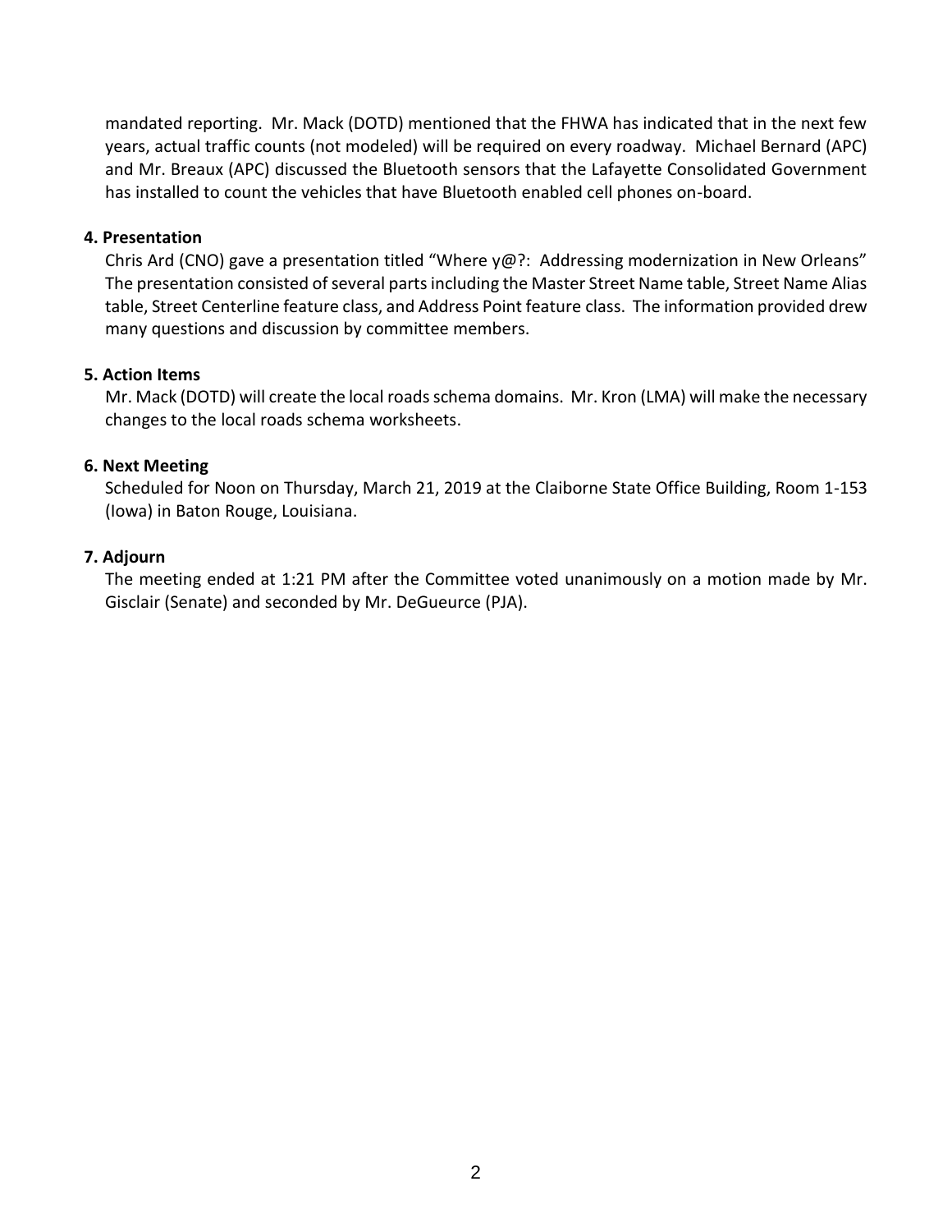mandated reporting. Mr. Mack (DOTD) mentioned that the FHWA has indicated that in the next few years, actual traffic counts (not modeled) will be required on every roadway. Michael Bernard (APC) and Mr. Breaux (APC) discussed the Bluetooth sensors that the Lafayette Consolidated Government has installed to count the vehicles that have Bluetooth enabled cell phones on-board.

**4. Presentation**

Chris Ard (CNO) gave a presentation titled "Where y@?: Addressing modernization in New Orleans" The presentation consisted of several parts including the Master Street Name table, Street Name Alias table, Street Centerline feature class, and Address Point feature class. The information provided drew many questions and discussion by committee members.

**5. Action Items**

Mr. Mack (DOTD) will create the local roads schema domains. Mr. Kron (LMA) will make the necessary changes to the local roads schema worksheets.

**6. Next Meeting**

Scheduled for Noon on Thursday, March 21, 2019 at the Claiborne State Office Building, Room 1-153 (Iowa) in Baton Rouge, Louisiana.

**7. Adjourn**

The meeting ended at 1:21 PM after the Committee voted unanimously on a motion made by Mr. Gisclair (Senate) and seconded by Mr. DeGueurce (PJA).